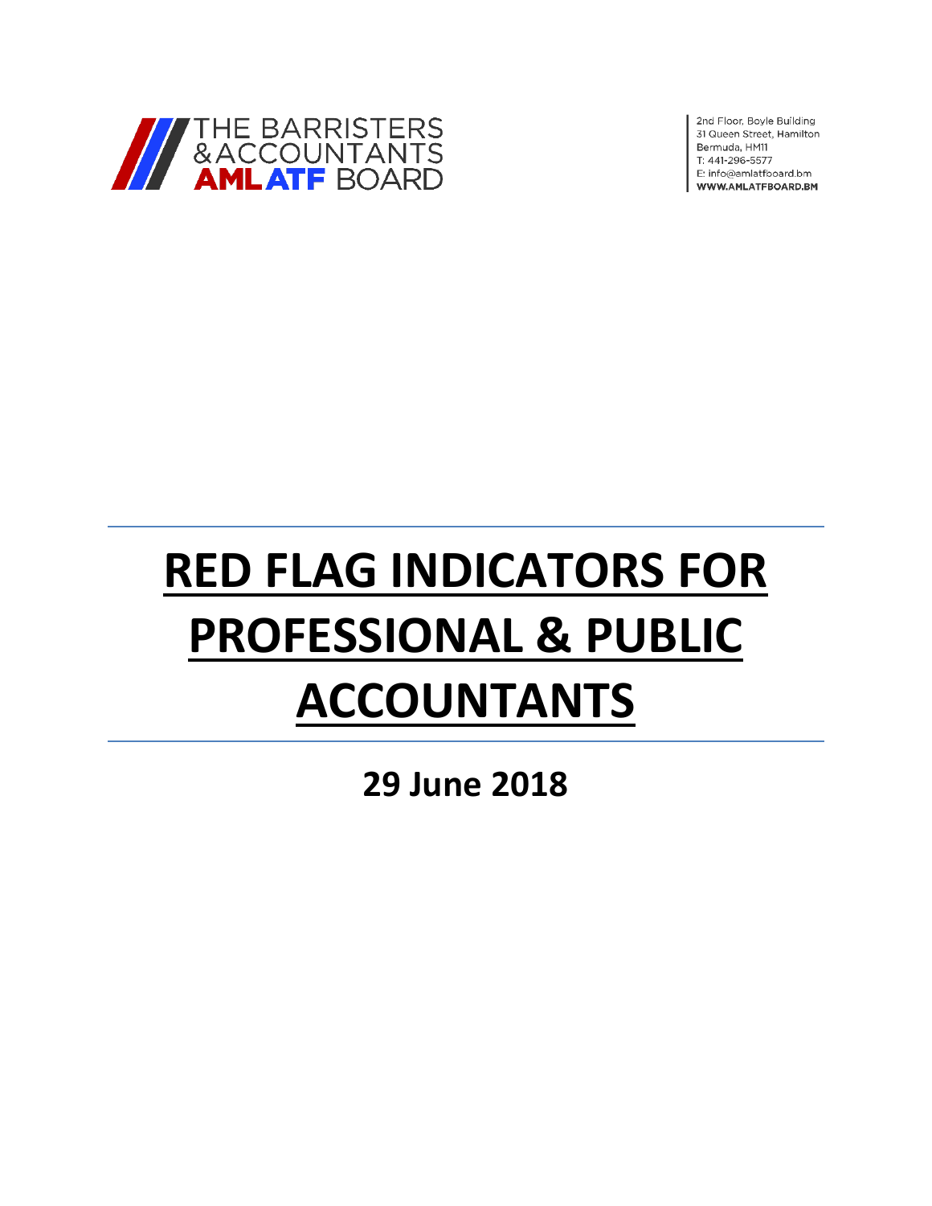THE BARRISTERS & ACCOUNTANTS AML ATF BOARD

2nd Floor, Boyle Building
31 Queen Street, Hamilton
Bermuda, HM11
T: 441-296-5577
E: info@amlatfboard.bm
WWW.AMLATFBOARD.BM

# RED FLAG INDICATORS FOR PROFESSIONAL & PUBLIC ACCOUNTANTS

## 29 June 2018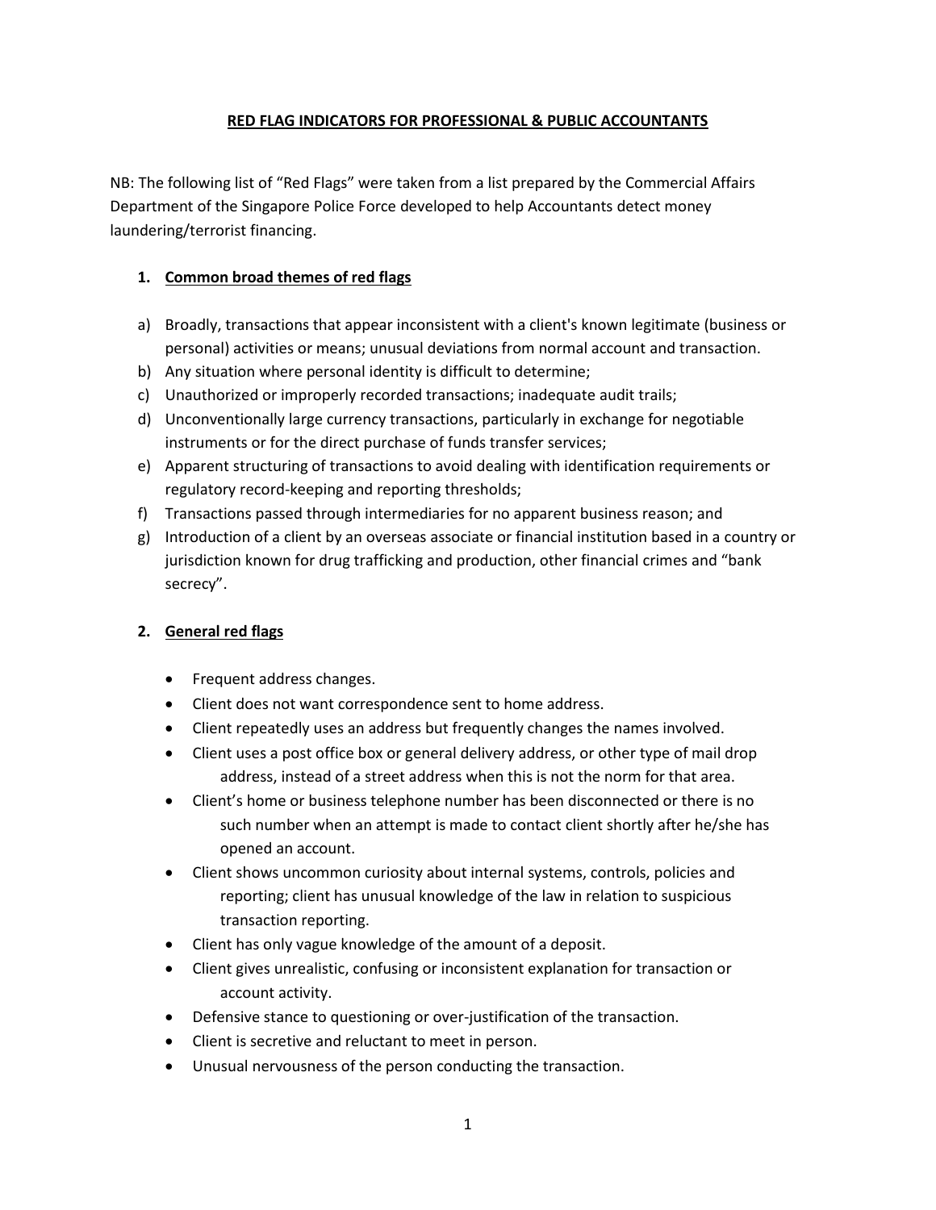# RED FLAG INDICATORS FOR PROFESSIONAL & PUBLIC ACCOUNTANTS

NB: The following list of "Red Flags" were taken from a list prepared by the Commercial Affairs Department of the Singapore Police Force developed to help Accountants detect money laundering/terrorist financing.

## 1. Common broad themes of red flags

a) Broadly, transactions that appear inconsistent with a client's known legitimate (business or personal) activities or means; unusual deviations from normal account and transaction.
b) Any situation where personal identity is difficult to determine;
c) Unauthorized or improperly recorded transactions; inadequate audit trails;
d) Unconventionally large currency transactions, particularly in exchange for negotiable instruments or for the direct purchase of funds transfer services;
e) Apparent structuring of transactions to avoid dealing with identification requirements or regulatory record-keeping and reporting thresholds;
f) Transactions passed through intermediaries for no apparent business reason; and
g) Introduction of a client by an overseas associate or financial institution based in a country or jurisdiction known for drug trafficking and production, other financial crimes and "bank secrecy".

## 2. General red flags

- Frequent address changes.
- Client does not want correspondence sent to home address.
- Client repeatedly uses an address but frequently changes the names involved.
- Client uses a post office box or general delivery address, or other type of mail drop address, instead of a street address when this is not the norm for that area.
- Client's home or business telephone number has been disconnected or there is no such number when an attempt is made to contact client shortly after he/she has opened an account.
- Client shows uncommon curiosity about internal systems, controls, policies and reporting; client has unusual knowledge of the law in relation to suspicious transaction reporting.
- Client has only vague knowledge of the amount of a deposit.
- Client gives unrealistic, confusing or inconsistent explanation for transaction or account activity.
- Defensive stance to questioning or over-justification of the transaction.
- Client is secretive and reluctant to meet in person.
- Unusual nervousness of the person conducting the transaction.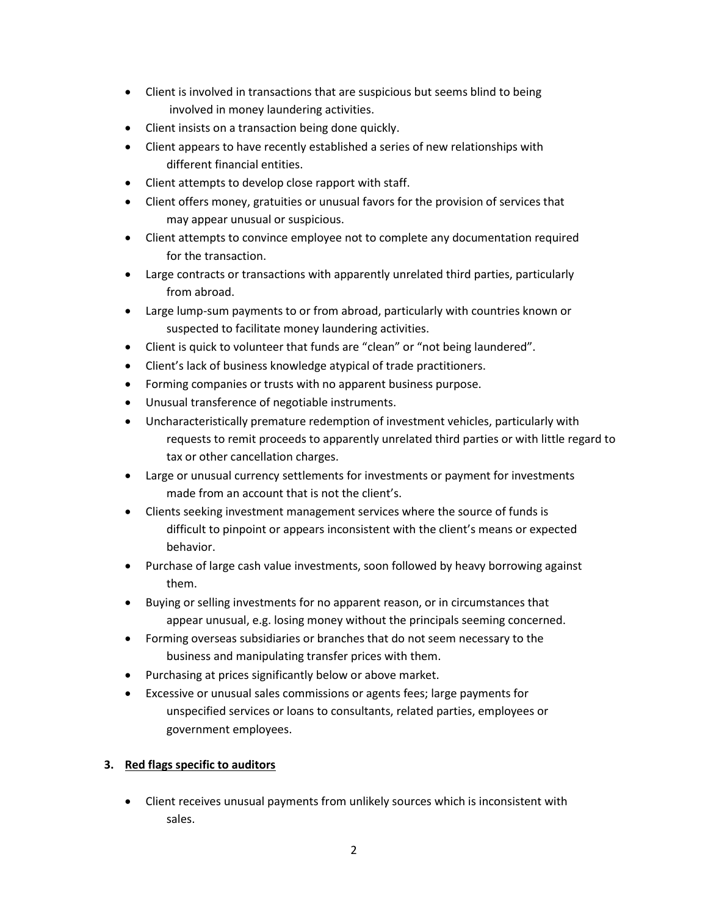- Client is involved in transactions that are suspicious but seems blind to being involved in money laundering activities.
- Client insists on a transaction being done quickly.
- Client appears to have recently established a series of new relationships with different financial entities.
- Client attempts to develop close rapport with staff.
- Client offers money, gratuities or unusual favors for the provision of services that may appear unusual or suspicious.
- Client attempts to convince employee not to complete any documentation required for the transaction.
- Large contracts or transactions with apparently unrelated third parties, particularly from abroad.
- Large lump-sum payments to or from abroad, particularly with countries known or suspected to facilitate money laundering activities.
- Client is quick to volunteer that funds are "clean" or "not being laundered".
- Client's lack of business knowledge atypical of trade practitioners.
- Forming companies or trusts with no apparent business purpose.
- Unusual transference of negotiable instruments.
- Uncharacteristically premature redemption of investment vehicles, particularly with requests to remit proceeds to apparently unrelated third parties or with little regard to tax or other cancellation charges.
- Large or unusual currency settlements for investments or payment for investments made from an account that is not the client's.
- Clients seeking investment management services where the source of funds is difficult to pinpoint or appears inconsistent with the client's means or expected behavior.
- Purchase of large cash value investments, soon followed by heavy borrowing against them.
- Buying or selling investments for no apparent reason, or in circumstances that appear unusual, e.g. losing money without the principals seeming concerned.
- Forming overseas subsidiaries or branches that do not seem necessary to the business and manipulating transfer prices with them.
- Purchasing at prices significantly below or above market.
- Excessive or unusual sales commissions or agents fees; large payments for unspecified services or loans to consultants, related parties, employees or government employees.

### 3. Red flags specific to auditors

- Client receives unusual payments from unlikely sources which is inconsistent with sales.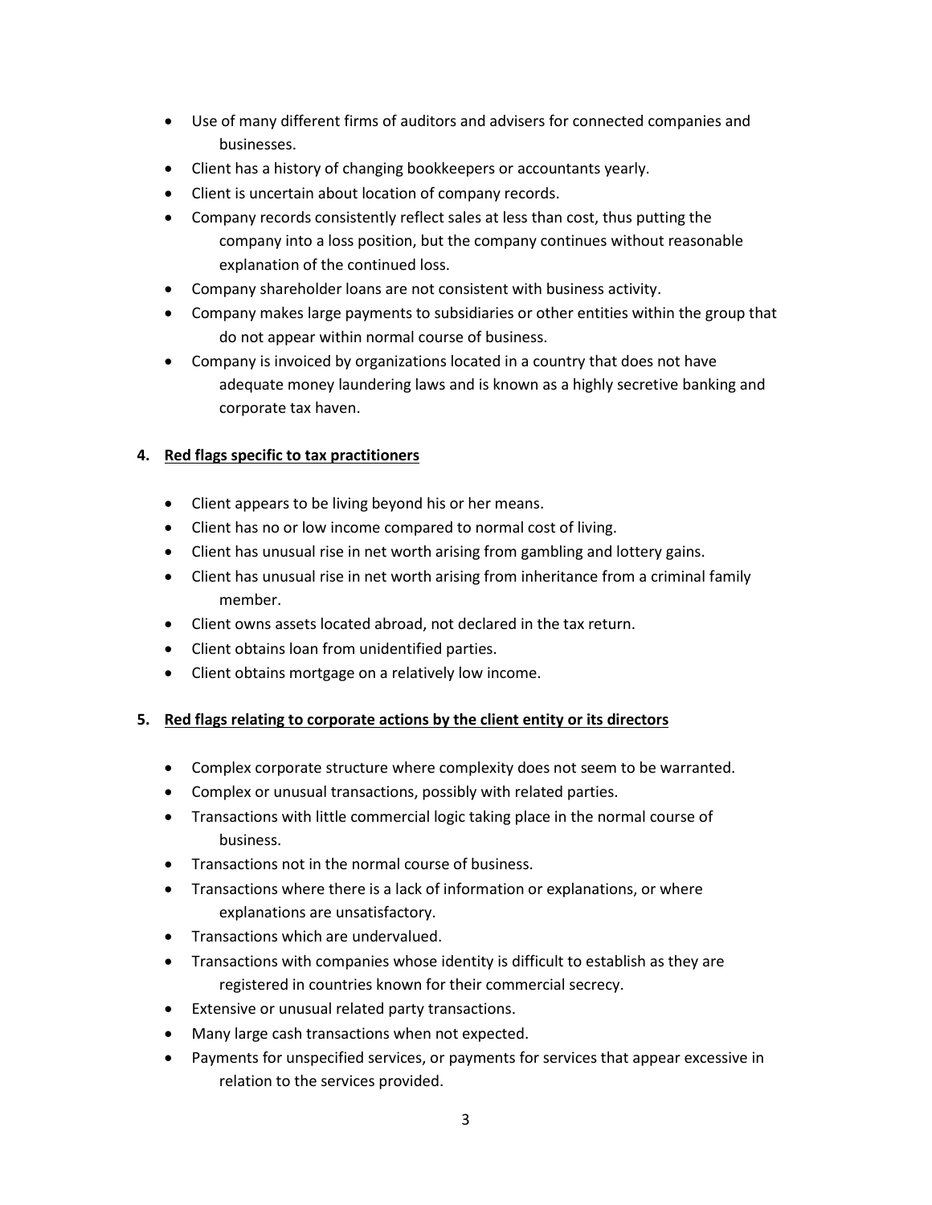- Use of many different firms of auditors and advisers for connected companies and businesses.
- Client has a history of changing bookkeepers or accountants yearly.
- Client is uncertain about location of company records.
- Company records consistently reflect sales at less than cost, thus putting the company into a loss position, but the company continues without reasonable explanation of the continued loss.
- Company shareholder loans are not consistent with business activity.
- Company makes large payments to subsidiaries or other entities within the group that do not appear within normal course of business.
- Company is invoiced by organizations located in a country that does not have adequate money laundering laws and is known as a highly secretive banking and corporate tax haven.

**4. <u>Red flags specific to tax practitioners</u>**

- Client appears to be living beyond his or her means.
- Client has no or low income compared to normal cost of living.
- Client has unusual rise in net worth arising from gambling and lottery gains.
- Client has unusual rise in net worth arising from inheritance from a criminal family member.
- Client owns assets located abroad, not declared in the tax return.
- Client obtains loan from unidentified parties.
- Client obtains mortgage on a relatively low income.

**5. <u>Red flags relating to corporate actions by the client entity or its directors</u>**

- Complex corporate structure where complexity does not seem to be warranted.
- Complex or unusual transactions, possibly with related parties.
- Transactions with little commercial logic taking place in the normal course of business.
- Transactions not in the normal course of business.
- Transactions where there is a lack of information or explanations, or where explanations are unsatisfactory.
- Transactions which are undervalued.
- Transactions with companies whose identity is difficult to establish as they are registered in countries known for their commercial secrecy.
- Extensive or unusual related party transactions.
- Many large cash transactions when not expected.
- Payments for unspecified services, or payments for services that appear excessive in relation to the services provided.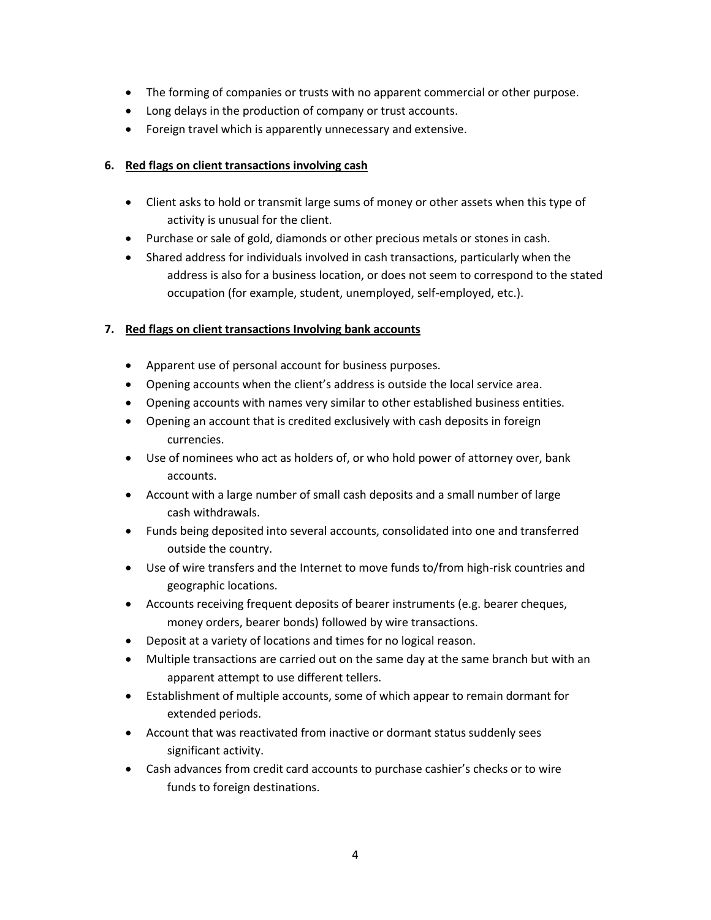- The forming of companies or trusts with no apparent commercial or other purpose.
- Long delays in the production of company or trust accounts.
- Foreign travel which is apparently unnecessary and extensive.

**6. Red flags on client transactions involving cash**

- Client asks to hold or transmit large sums of money or other assets when this type of activity is unusual for the client.
- Purchase or sale of gold, diamonds or other precious metals or stones in cash.
- Shared address for individuals involved in cash transactions, particularly when the address is also for a business location, or does not seem to correspond to the stated occupation (for example, student, unemployed, self-employed, etc.).

**7. Red flags on client transactions Involving bank accounts**

- Apparent use of personal account for business purposes.
- Opening accounts when the client's address is outside the local service area.
- Opening accounts with names very similar to other established business entities.
- Opening an account that is credited exclusively with cash deposits in foreign currencies.
- Use of nominees who act as holders of, or who hold power of attorney over, bank accounts.
- Account with a large number of small cash deposits and a small number of large cash withdrawals.
- Funds being deposited into several accounts, consolidated into one and transferred outside the country.
- Use of wire transfers and the Internet to move funds to/from high-risk countries and geographic locations.
- Accounts receiving frequent deposits of bearer instruments (e.g. bearer cheques, money orders, bearer bonds) followed by wire transactions.
- Deposit at a variety of locations and times for no logical reason.
- Multiple transactions are carried out on the same day at the same branch but with an apparent attempt to use different tellers.
- Establishment of multiple accounts, some of which appear to remain dormant for extended periods.
- Account that was reactivated from inactive or dormant status suddenly sees significant activity.
- Cash advances from credit card accounts to purchase cashier's checks or to wire funds to foreign destinations.